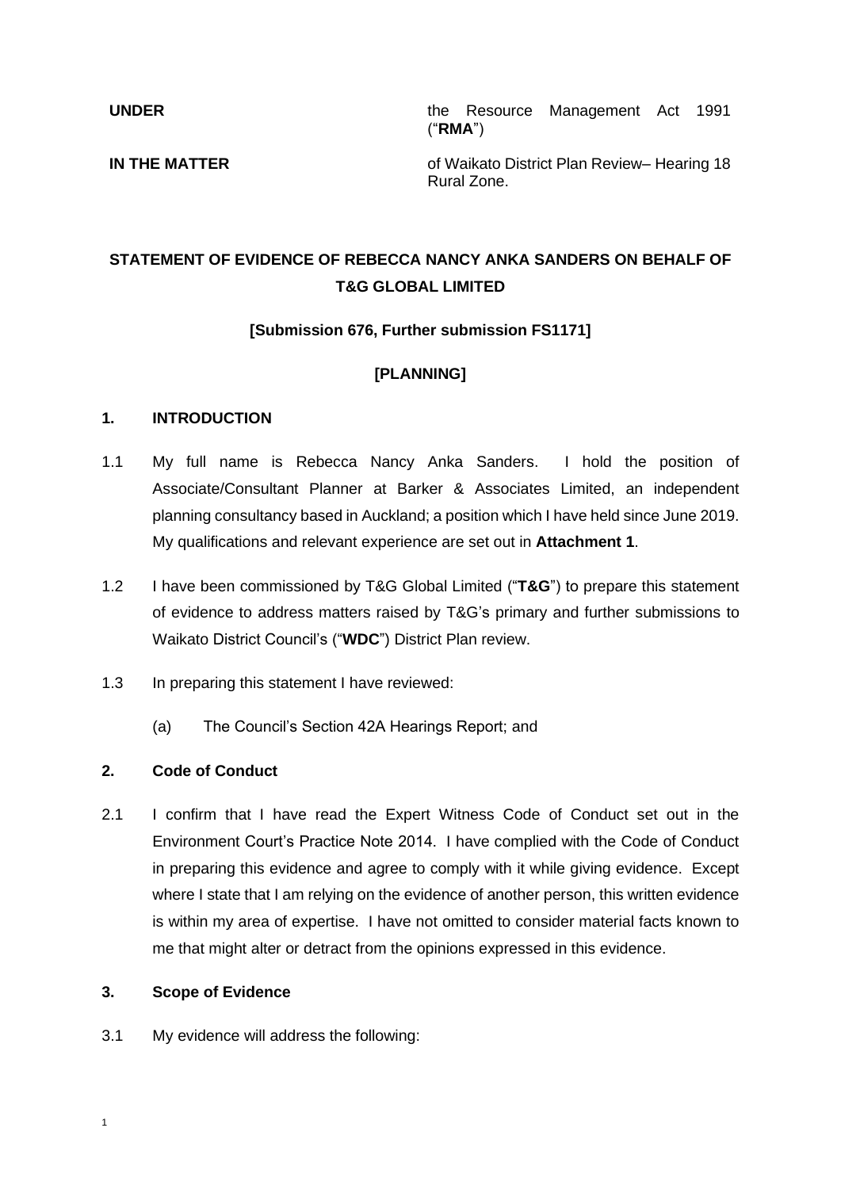| | |
|---|---|
| **UNDER** | the Resource Management Act 1991 ("**RMA**") |
| **IN THE MATTER** | of Waikato District Plan Review– Hearing 18 Rural Zone. |

**STATEMENT OF EVIDENCE OF REBECCA NANCY ANKA SANDERS ON BEHALF OF T&G GLOBAL LIMITED**

**[Submission 676, Further submission FS1171]**

**[PLANNING]**

## 1. INTRODUCTION

1.1 My full name is Rebecca Nancy Anka Sanders. I hold the position of Associate/Consultant Planner at Barker & Associates Limited, an independent planning consultancy based in Auckland; a position which I have held since June 2019. My qualifications and relevant experience are set out in **Attachment 1**.

1.2 I have been commissioned by T&G Global Limited ("**T&G**") to prepare this statement of evidence to address matters raised by T&G's primary and further submissions to Waikato District Council's ("**WDC**") District Plan review.

1.3 In preparing this statement I have reviewed:

(a) The Council's Section 42A Hearings Report; and

## 2. Code of Conduct

2.1 I confirm that I have read the Expert Witness Code of Conduct set out in the Environment Court's Practice Note 2014. I have complied with the Code of Conduct in preparing this evidence and agree to comply with it while giving evidence. Except where I state that I am relying on the evidence of another person, this written evidence is within my area of expertise. I have not omitted to consider material facts known to me that might alter or detract from the opinions expressed in this evidence.

## 3. Scope of Evidence

3.1 My evidence will address the following: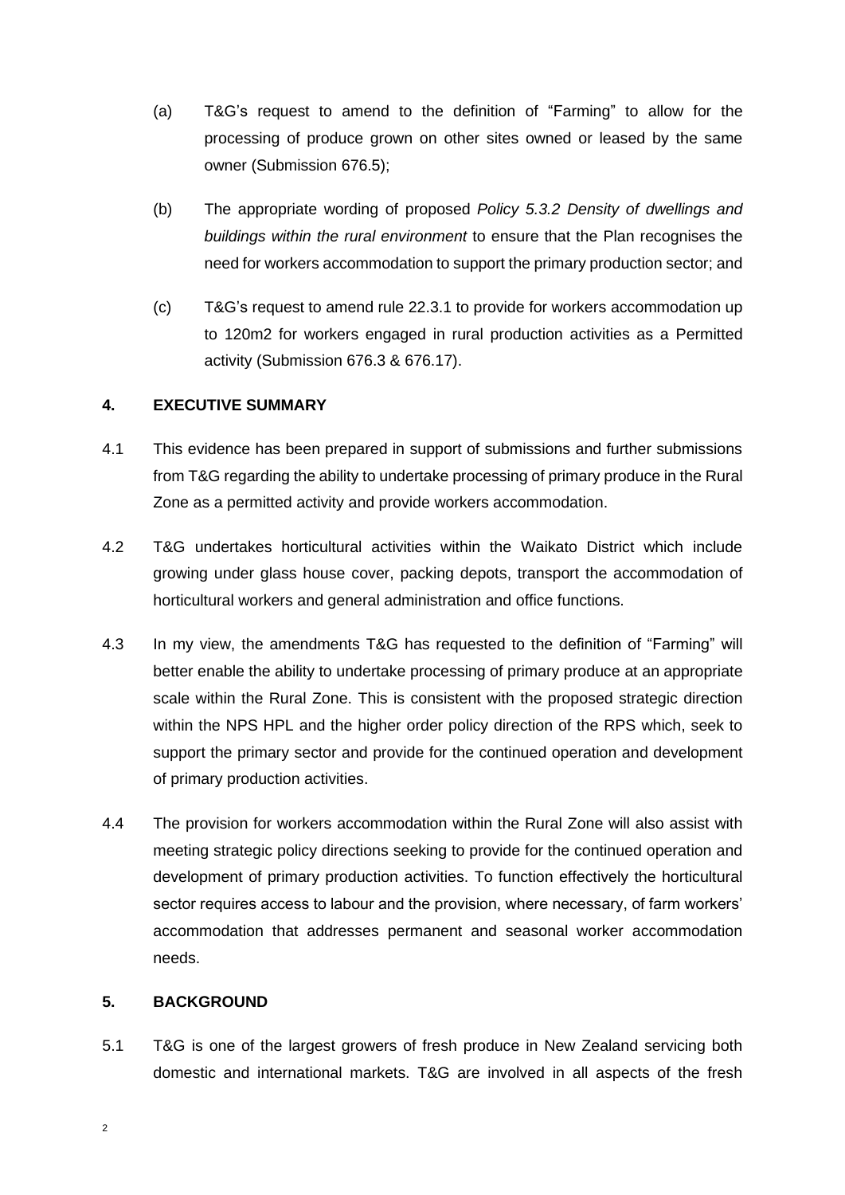(a) T&G's request to amend to the definition of "Farming" to allow for the processing of produce grown on other sites owned or leased by the same owner (Submission 676.5);

(b) The appropriate wording of proposed *Policy 5.3.2 Density of dwellings and buildings within the rural environment* to ensure that the Plan recognises the need for workers accommodation to support the primary production sector; and

(c) T&G's request to amend rule 22.3.1 to provide for workers accommodation up to 120m2 for workers engaged in rural production activities as a Permitted activity (Submission 676.3 & 676.17).

## 4. EXECUTIVE SUMMARY

4.1 This evidence has been prepared in support of submissions and further submissions from T&G regarding the ability to undertake processing of primary produce in the Rural Zone as a permitted activity and provide workers accommodation.

4.2 T&G undertakes horticultural activities within the Waikato District which include growing under glass house cover, packing depots, transport the accommodation of horticultural workers and general administration and office functions.

4.3 In my view, the amendments T&G has requested to the definition of "Farming" will better enable the ability to undertake processing of primary produce at an appropriate scale within the Rural Zone. This is consistent with the proposed strategic direction within the NPS HPL and the higher order policy direction of the RPS which, seek to support the primary sector and provide for the continued operation and development of primary production activities.

4.4 The provision for workers accommodation within the Rural Zone will also assist with meeting strategic policy directions seeking to provide for the continued operation and development of primary production activities. To function effectively the horticultural sector requires access to labour and the provision, where necessary, of farm workers' accommodation that addresses permanent and seasonal worker accommodation needs.

## 5. BACKGROUND

5.1 T&G is one of the largest growers of fresh produce in New Zealand servicing both domestic and international markets. T&G are involved in all aspects of the fresh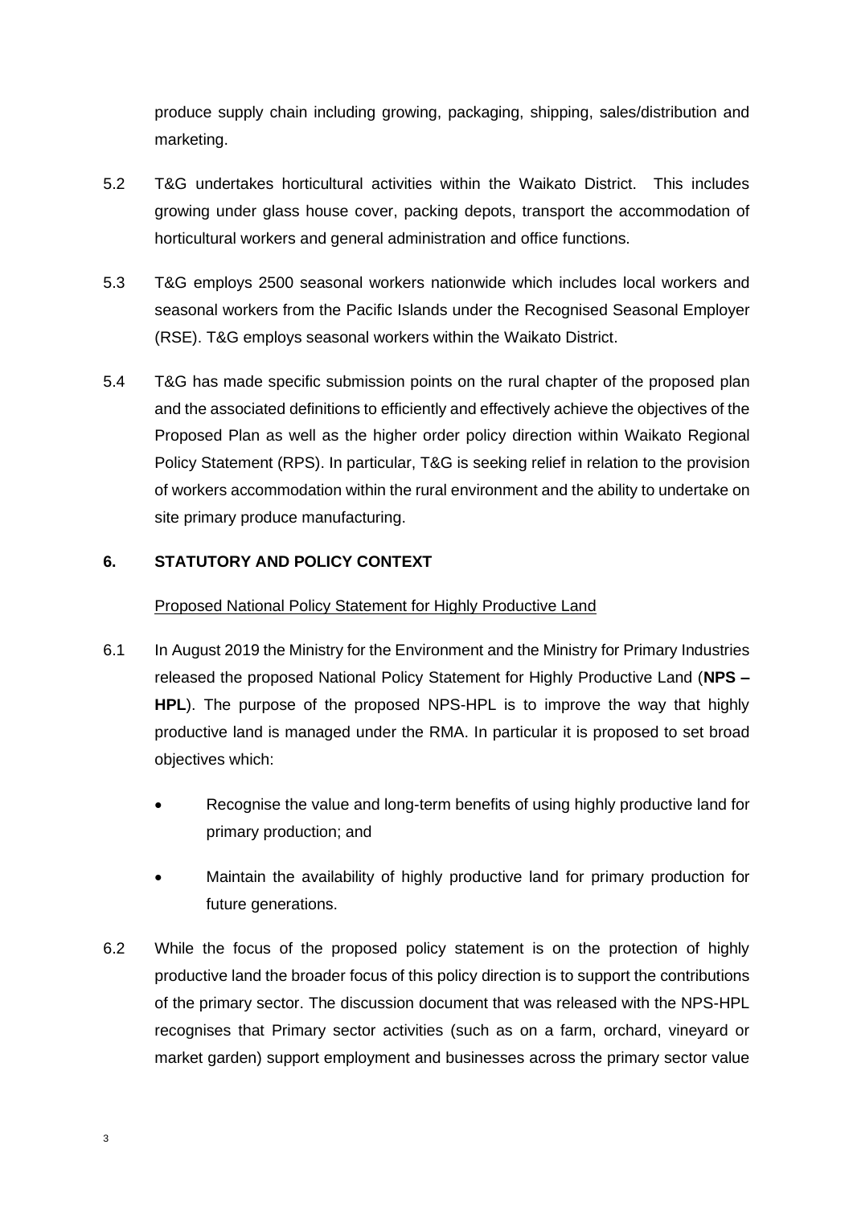produce supply chain including growing, packaging, shipping, sales/distribution and marketing.

5.2 T&G undertakes horticultural activities within the Waikato District. This includes growing under glass house cover, packing depots, transport the accommodation of horticultural workers and general administration and office functions.

5.3 T&G employs 2500 seasonal workers nationwide which includes local workers and seasonal workers from the Pacific Islands under the Recognised Seasonal Employer (RSE). T&G employs seasonal workers within the Waikato District.

5.4 T&G has made specific submission points on the rural chapter of the proposed plan and the associated definitions to efficiently and effectively achieve the objectives of the Proposed Plan as well as the higher order policy direction within Waikato Regional Policy Statement (RPS). In particular, T&G is seeking relief in relation to the provision of workers accommodation within the rural environment and the ability to undertake on site primary produce manufacturing.

## 6. STATUTORY AND POLICY CONTEXT

Proposed National Policy Statement for Highly Productive Land

6.1 In August 2019 the Ministry for the Environment and the Ministry for Primary Industries released the proposed National Policy Statement for Highly Productive Land (**NPS – HPL**). The purpose of the proposed NPS-HPL is to improve the way that highly productive land is managed under the RMA. In particular it is proposed to set broad objectives which:

- Recognise the value and long-term benefits of using highly productive land for primary production; and
- Maintain the availability of highly productive land for primary production for future generations.

6.2 While the focus of the proposed policy statement is on the protection of highly productive land the broader focus of this policy direction is to support the contributions of the primary sector. The discussion document that was released with the NPS-HPL recognises that Primary sector activities (such as on a farm, orchard, vineyard or market garden) support employment and businesses across the primary sector value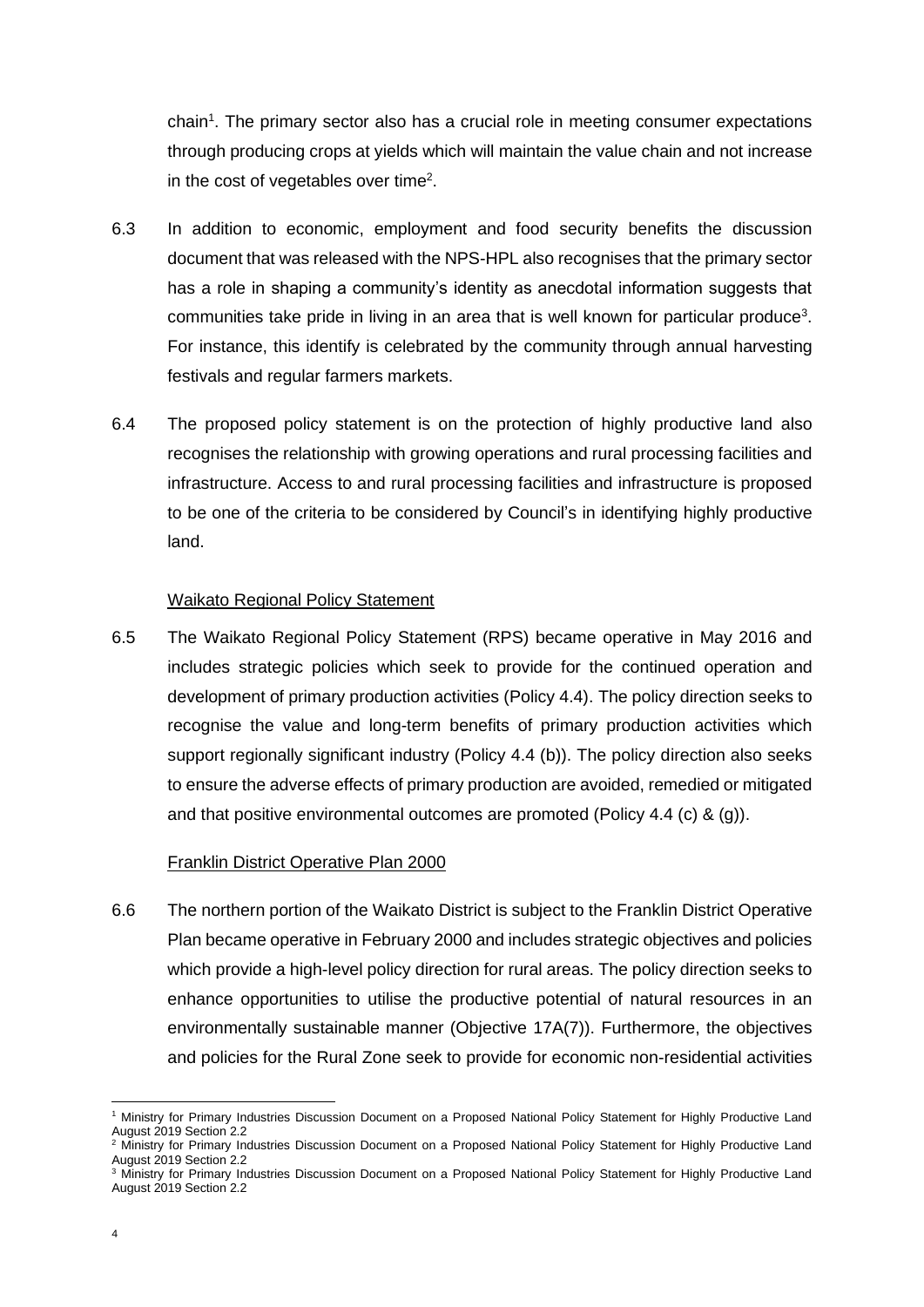chain[1]. The primary sector also has a crucial role in meeting consumer expectations through producing crops at yields which will maintain the value chain and not increase in the cost of vegetables over time[2].

6.3 In addition to economic, employment and food security benefits the discussion document that was released with the NPS-HPL also recognises that the primary sector has a role in shaping a community's identity as anecdotal information suggests that communities take pride in living in an area that is well known for particular produce[3]. For instance, this identify is celebrated by the community through annual harvesting festivals and regular farmers markets.

6.4 The proposed policy statement is on the protection of highly productive land also recognises the relationship with growing operations and rural processing facilities and infrastructure. Access to and rural processing facilities and infrastructure is proposed to be one of the criteria to be considered by Council's in identifying highly productive land.

Waikato Regional Policy Statement

6.5 The Waikato Regional Policy Statement (RPS) became operative in May 2016 and includes strategic policies which seek to provide for the continued operation and development of primary production activities (Policy 4.4). The policy direction seeks to recognise the value and long-term benefits of primary production activities which support regionally significant industry (Policy 4.4 (b)). The policy direction also seeks to ensure the adverse effects of primary production are avoided, remedied or mitigated and that positive environmental outcomes are promoted (Policy 4.4 (c) & (g)).

Franklin District Operative Plan 2000

6.6 The northern portion of the Waikato District is subject to the Franklin District Operative Plan became operative in February 2000 and includes strategic objectives and policies which provide a high-level policy direction for rural areas. The policy direction seeks to enhance opportunities to utilise the productive potential of natural resources in an environmentally sustainable manner (Objective 17A(7)). Furthermore, the objectives and policies for the Rural Zone seek to provide for economic non-residential activities

---

[1] Ministry for Primary Industries Discussion Document on a Proposed National Policy Statement for Highly Productive Land August 2019 Section 2.2

[2] Ministry for Primary Industries Discussion Document on a Proposed National Policy Statement for Highly Productive Land August 2019 Section 2.2

[3] Ministry for Primary Industries Discussion Document on a Proposed National Policy Statement for Highly Productive Land August 2019 Section 2.2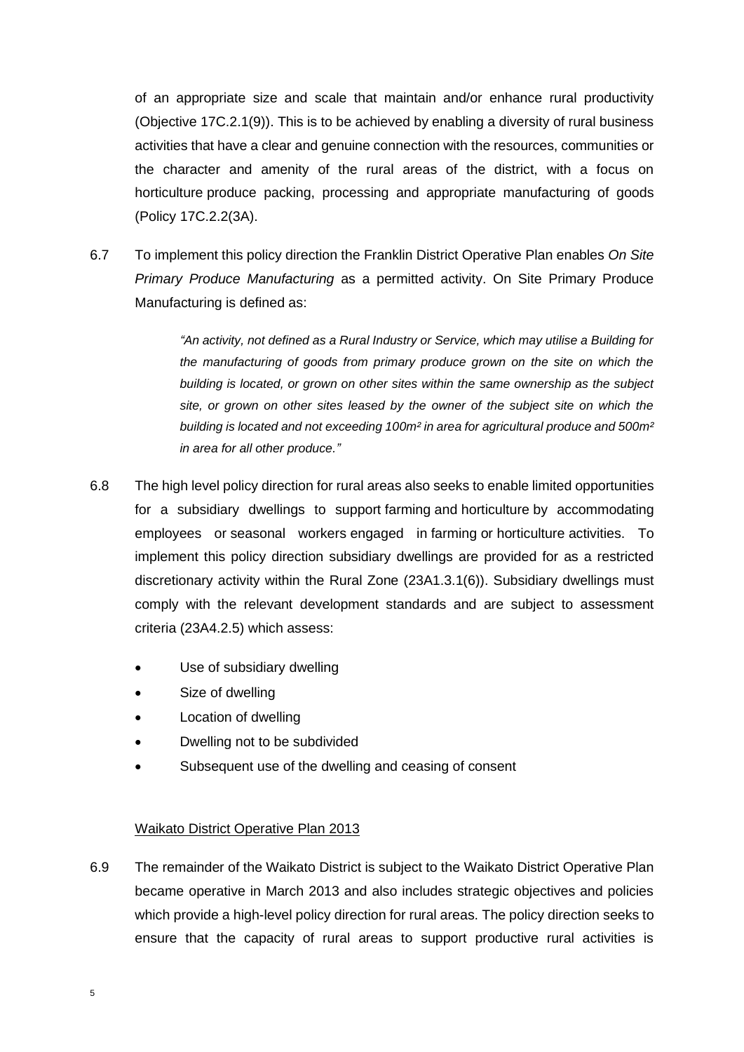of an appropriate size and scale that maintain and/or enhance rural productivity (Objective 17C.2.1(9)). This is to be achieved by enabling a diversity of rural business activities that have a clear and genuine connection with the resources, communities or the character and amenity of the rural areas of the district, with a focus on horticulture produce packing, processing and appropriate manufacturing of goods (Policy 17C.2.2(3A).

6.7 To implement this policy direction the Franklin District Operative Plan enables *On Site Primary Produce Manufacturing* as a permitted activity. On Site Primary Produce Manufacturing is defined as:

> *"An activity, not defined as a Rural Industry or Service, which may utilise a Building for the manufacturing of goods from primary produce grown on the site on which the building is located, or grown on other sites within the same ownership as the subject site, or grown on other sites leased by the owner of the subject site on which the building is located and not exceeding 100m² in area for agricultural produce and 500m² in area for all other produce."*

6.8 The high level policy direction for rural areas also seeks to enable limited opportunities for a subsidiary dwellings to support farming and horticulture by accommodating employees or seasonal workers engaged in farming or horticulture activities. To implement this policy direction subsidiary dwellings are provided for as a restricted discretionary activity within the Rural Zone (23A1.3.1(6)). Subsidiary dwellings must comply with the relevant development standards and are subject to assessment criteria (23A4.2.5) which assess:

- Use of subsidiary dwelling
- Size of dwelling
- Location of dwelling
- Dwelling not to be subdivided
- Subsequent use of the dwelling and ceasing of consent

Waikato District Operative Plan 2013

6.9 The remainder of the Waikato District is subject to the Waikato District Operative Plan became operative in March 2013 and also includes strategic objectives and policies which provide a high-level policy direction for rural areas. The policy direction seeks to ensure that the capacity of rural areas to support productive rural activities is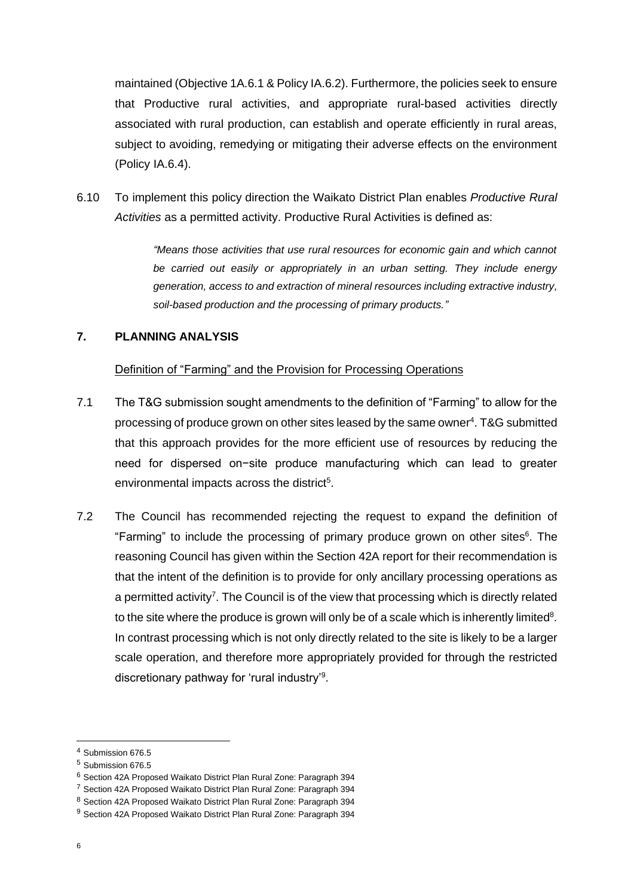maintained (Objective 1A.6.1 & Policy IA.6.2). Furthermore, the policies seek to ensure that Productive rural activities, and appropriate rural-based activities directly associated with rural production, can establish and operate efficiently in rural areas, subject to avoiding, remedying or mitigating their adverse effects on the environment (Policy IA.6.4).

6.10 To implement this policy direction the Waikato District Plan enables *Productive Rural Activities* as a permitted activity. Productive Rural Activities is defined as:

> *"Means those activities that use rural resources for economic gain and which cannot be carried out easily or appropriately in an urban setting. They include energy generation, access to and extraction of mineral resources including extractive industry, soil-based production and the processing of primary products."*

## 7. PLANNING ANALYSIS

Definition of "Farming" and the Provision for Processing Operations

7.1 The T&G submission sought amendments to the definition of "Farming" to allow for the processing of produce grown on other sites leased by the same owner[4]. T&G submitted that this approach provides for the more efficient use of resources by reducing the need for dispersed on−site produce manufacturing which can lead to greater environmental impacts across the district[5].

7.2 The Council has recommended rejecting the request to expand the definition of "Farming" to include the processing of primary produce grown on other sites[6]. The reasoning Council has given within the Section 42A report for their recommendation is that the intent of the definition is to provide for only ancillary processing operations as a permitted activity[7]. The Council is of the view that processing which is directly related to the site where the produce is grown will only be of a scale which is inherently limited[8]. In contrast processing which is not only directly related to the site is likely to be a larger scale operation, and therefore more appropriately provided for through the restricted discretionary pathway for 'rural industry'[9].

---

[4] Submission 676.5

[5] Submission 676.5

[6] Section 42A Proposed Waikato District Plan Rural Zone: Paragraph 394

[7] Section 42A Proposed Waikato District Plan Rural Zone: Paragraph 394

[8] Section 42A Proposed Waikato District Plan Rural Zone: Paragraph 394

[9] Section 42A Proposed Waikato District Plan Rural Zone: Paragraph 394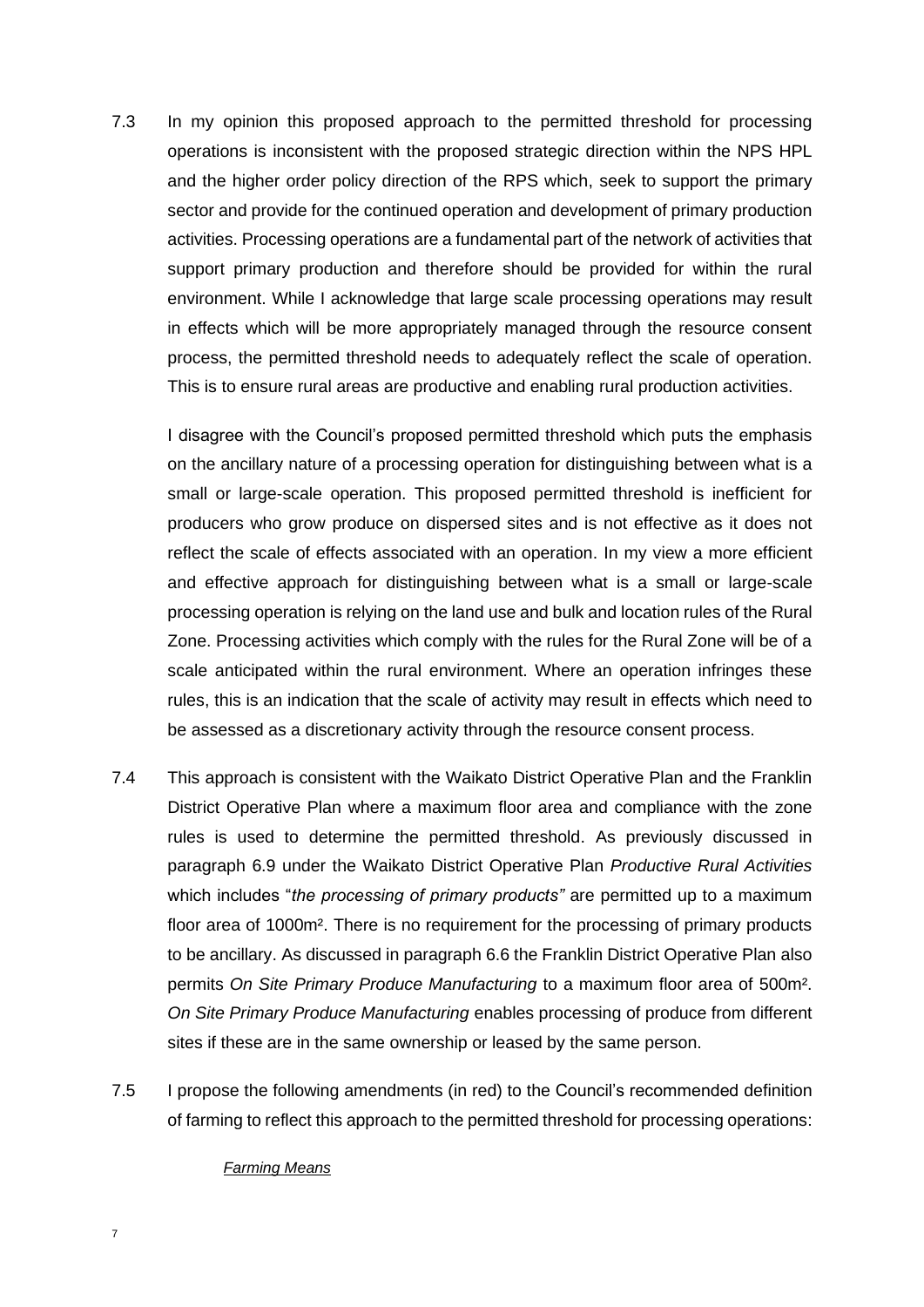7.3 In my opinion this proposed approach to the permitted threshold for processing operations is inconsistent with the proposed strategic direction within the NPS HPL and the higher order policy direction of the RPS which, seek to support the primary sector and provide for the continued operation and development of primary production activities. Processing operations are a fundamental part of the network of activities that support primary production and therefore should be provided for within the rural environment. While I acknowledge that large scale processing operations may result in effects which will be more appropriately managed through the resource consent process, the permitted threshold needs to adequately reflect the scale of operation. This is to ensure rural areas are productive and enabling rural production activities.

I disagree with the Council's proposed permitted threshold which puts the emphasis on the ancillary nature of a processing operation for distinguishing between what is a small or large-scale operation. This proposed permitted threshold is inefficient for producers who grow produce on dispersed sites and is not effective as it does not reflect the scale of effects associated with an operation. In my view a more efficient and effective approach for distinguishing between what is a small or large-scale processing operation is relying on the land use and bulk and location rules of the Rural Zone. Processing activities which comply with the rules for the Rural Zone will be of a scale anticipated within the rural environment. Where an operation infringes these rules, this is an indication that the scale of activity may result in effects which need to be assessed as a discretionary activity through the resource consent process.

7.4 This approach is consistent with the Waikato District Operative Plan and the Franklin District Operative Plan where a maximum floor area and compliance with the zone rules is used to determine the permitted threshold. As previously discussed in paragraph 6.9 under the Waikato District Operative Plan *Productive Rural Activities* which includes "*the processing of primary products"* are permitted up to a maximum floor area of 1000m². There is no requirement for the processing of primary products to be ancillary. As discussed in paragraph 6.6 the Franklin District Operative Plan also permits *On Site Primary Produce Manufacturing* to a maximum floor area of 500m². *On Site Primary Produce Manufacturing* enables processing of produce from different sites if these are in the same ownership or leased by the same person.

7.5 I propose the following amendments (in red) to the Council's recommended definition of farming to reflect this approach to the permitted threshold for processing operations:

*Farming Means*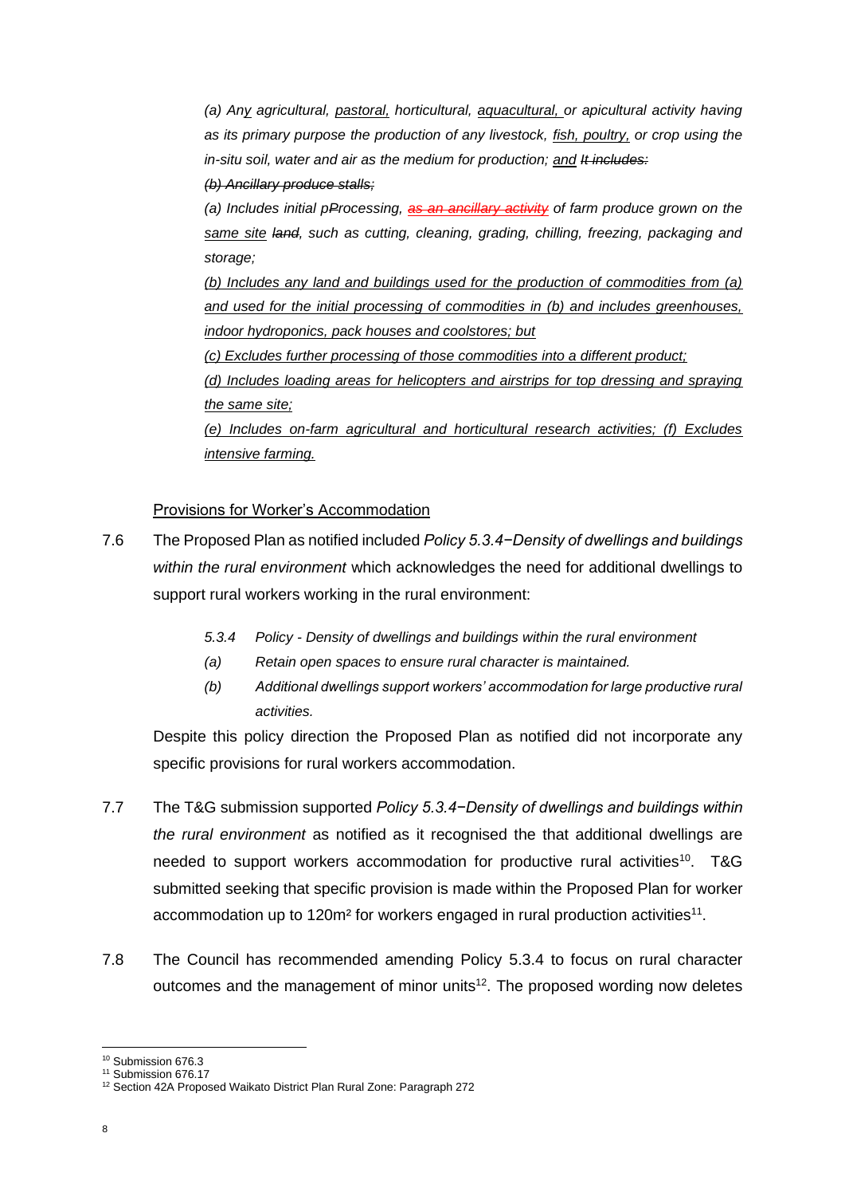*(a) Any agricultural, pastoral, horticultural, aquacultural, or apicultural activity having as its primary purpose the production of any livestock, fish, poultry, or crop using the in-situ soil, water and air as the medium for production; and ~~It includes:~~*

*~~(b) Ancillary produce stalls;~~*

*(a) Includes initial p~~P~~rocessing, ~~as an ancillary activity~~ of farm produce grown on the same site ~~land~~, such as cutting, cleaning, grading, chilling, freezing, packaging and storage;*

*(b) Includes any land and buildings used for the production of commodities from (a) and used for the initial processing of commodities in (b) and includes greenhouses, indoor hydroponics, pack houses and coolstores; but*

*(c) Excludes further processing of those commodities into a different product;*

*(d) Includes loading areas for helicopters and airstrips for top dressing and spraying the same site;*

*(e) Includes on-farm agricultural and horticultural research activities; (f) Excludes intensive farming.*

Provisions for Worker's Accommodation

7.6 The Proposed Plan as notified included *Policy 5.3.4−Density of dwellings and buildings within the rural environment* which acknowledges the need for additional dwellings to support rural workers working in the rural environment:

> *5.3.4 Policy - Density of dwellings and buildings within the rural environment*
>
> *(a) Retain open spaces to ensure rural character is maintained.*
>
> *(b) Additional dwellings support workers' accommodation for large productive rural activities.*

Despite this policy direction the Proposed Plan as notified did not incorporate any specific provisions for rural workers accommodation.

7.7 The T&G submission supported *Policy 5.3.4−Density of dwellings and buildings within the rural environment* as notified as it recognised the that additional dwellings are needed to support workers accommodation for productive rural activities[10]. T&G submitted seeking that specific provision is made within the Proposed Plan for worker accommodation up to 120m² for workers engaged in rural production activities[11].

7.8 The Council has recommended amending Policy 5.3.4 to focus on rural character outcomes and the management of minor units[12]. The proposed wording now deletes

---

[10] Submission 676.3

[11] Submission 676.17

[12] Section 42A Proposed Waikato District Plan Rural Zone: Paragraph 272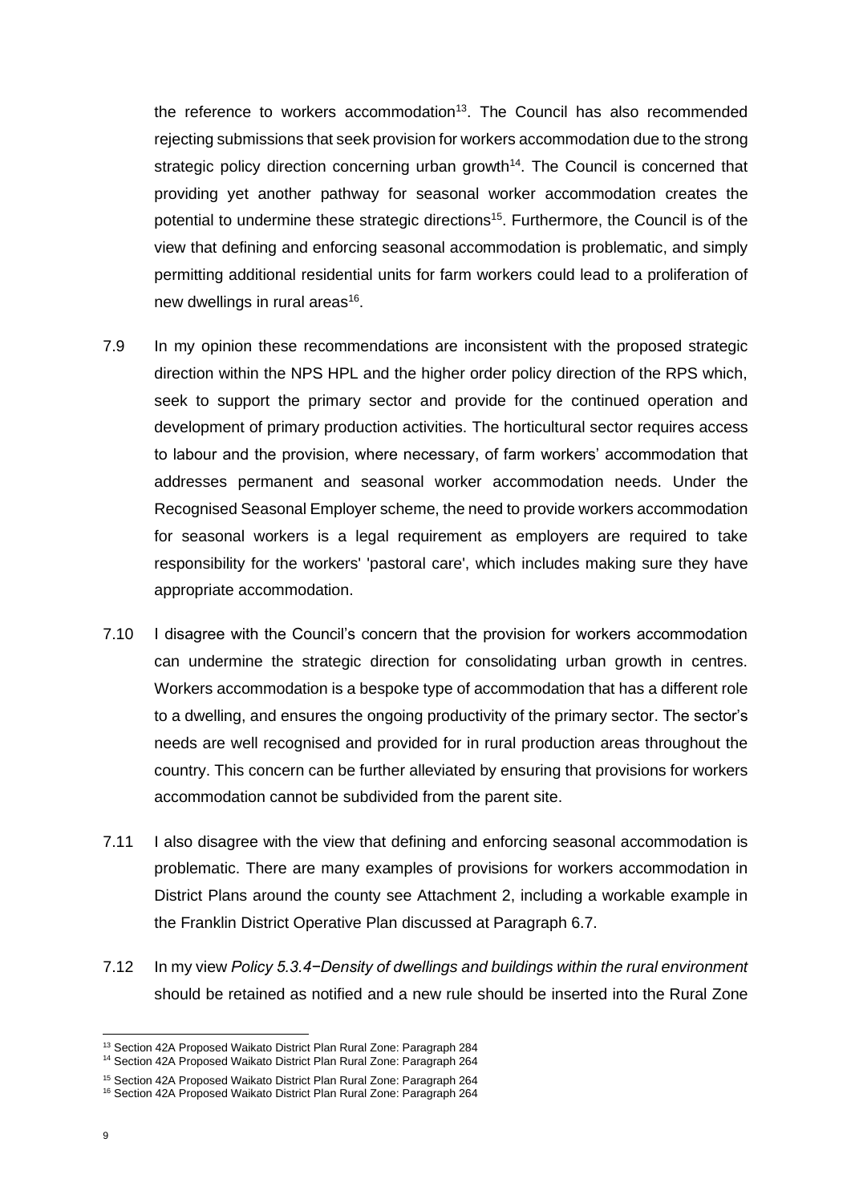the reference to workers accommodation[13]. The Council has also recommended rejecting submissions that seek provision for workers accommodation due to the strong strategic policy direction concerning urban growth[14]. The Council is concerned that providing yet another pathway for seasonal worker accommodation creates the potential to undermine these strategic directions[15]. Furthermore, the Council is of the view that defining and enforcing seasonal accommodation is problematic, and simply permitting additional residential units for farm workers could lead to a proliferation of new dwellings in rural areas[16].

7.9 In my opinion these recommendations are inconsistent with the proposed strategic direction within the NPS HPL and the higher order policy direction of the RPS which, seek to support the primary sector and provide for the continued operation and development of primary production activities. The horticultural sector requires access to labour and the provision, where necessary, of farm workers' accommodation that addresses permanent and seasonal worker accommodation needs. Under the Recognised Seasonal Employer scheme, the need to provide workers accommodation for seasonal workers is a legal requirement as employers are required to take responsibility for the workers' 'pastoral care', which includes making sure they have appropriate accommodation.

7.10 I disagree with the Council's concern that the provision for workers accommodation can undermine the strategic direction for consolidating urban growth in centres. Workers accommodation is a bespoke type of accommodation that has a different role to a dwelling, and ensures the ongoing productivity of the primary sector. The sector's needs are well recognised and provided for in rural production areas throughout the country. This concern can be further alleviated by ensuring that provisions for workers accommodation cannot be subdivided from the parent site.

7.11 I also disagree with the view that defining and enforcing seasonal accommodation is problematic. There are many examples of provisions for workers accommodation in District Plans around the county see Attachment 2, including a workable example in the Franklin District Operative Plan discussed at Paragraph 6.7.

7.12 In my view *Policy 5.3.4−Density of dwellings and buildings within the rural environment* should be retained as notified and a new rule should be inserted into the Rural Zone

---

[13] Section 42A Proposed Waikato District Plan Rural Zone: Paragraph 284
[14] Section 42A Proposed Waikato District Plan Rural Zone: Paragraph 264
[15] Section 42A Proposed Waikato District Plan Rural Zone: Paragraph 264
[16] Section 42A Proposed Waikato District Plan Rural Zone: Paragraph 264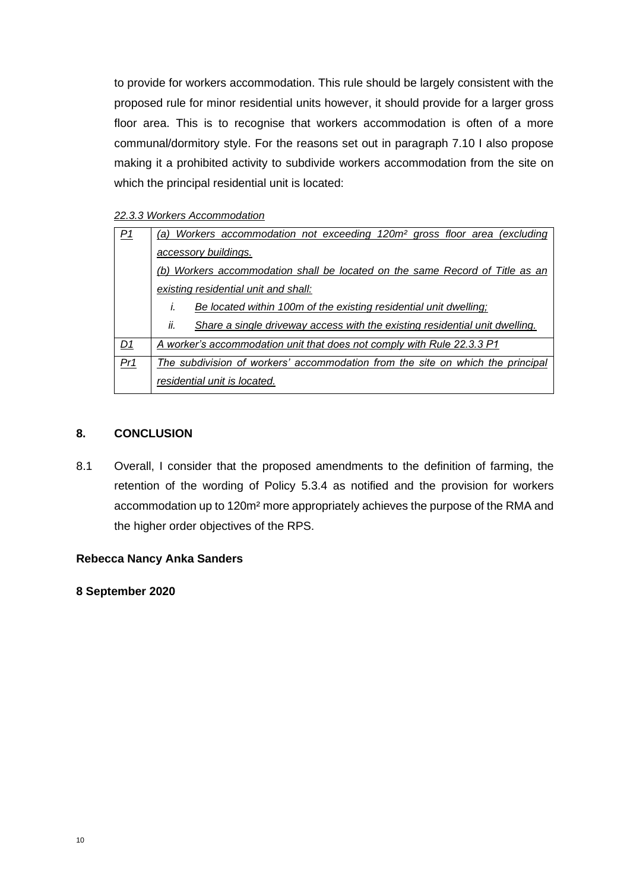to provide for workers accommodation. This rule should be largely consistent with the proposed rule for minor residential units however, it should provide for a larger gross floor area. This is to recognise that workers accommodation is often of a more communal/dormitory style. For the reasons set out in paragraph 7.10 I also propose making it a prohibited activity to subdivide workers accommodation from the site on which the principal residential unit is located:

*22.3.3 Workers Accommodation*

| | |
|---|---|
| *P1* | *(a) Workers accommodation not exceeding 120m² gross floor area (excluding accessory buildings.*<br>*(b) Workers accommodation shall be located on the same Record of Title as an existing residential unit and shall:*<br>*i. Be located within 100m of the existing residential unit dwelling;*<br>*ii. Share a single driveway access with the existing residential unit dwelling.* |
| *D1* | *A worker's accommodation unit that does not comply with Rule 22.3.3 P1* |
| *Pr1* | *The subdivision of workers' accommodation from the site on which the principal residential unit is located.* |

## 8. CONCLUSION

8.1 Overall, I consider that the proposed amendments to the definition of farming, the retention of the wording of Policy 5.3.4 as notified and the provision for workers accommodation up to 120m² more appropriately achieves the purpose of the RMA and the higher order objectives of the RPS.

**Rebecca Nancy Anka Sanders**

**8 September 2020**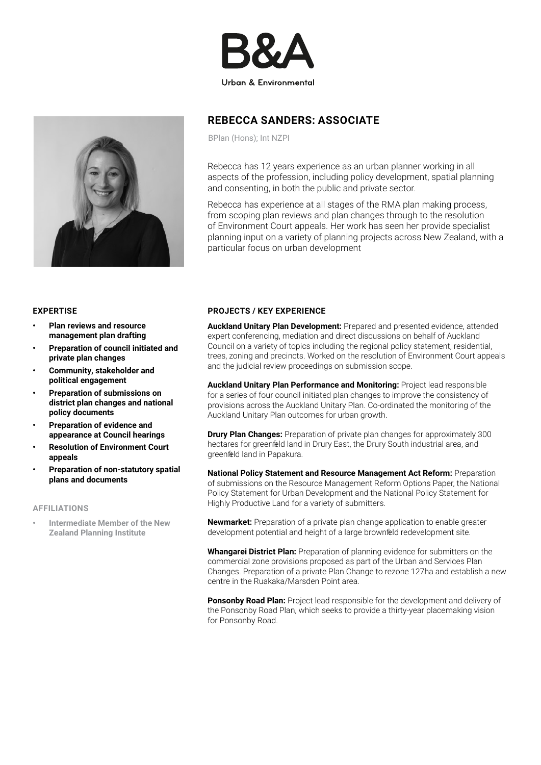B&A

Urban & Environmental

## REBECCA SANDERS: ASSOCIATE

BPlan (Hons); Int NZPI

Rebecca has 12 years experience as an urban planner working in all aspects of the profession, including policy development, spatial planning and consenting, in both the public and private sector.

Rebecca has experience at all stages of the RMA plan making process, from scoping plan reviews and plan changes through to the resolution of Environment Court appeals. Her work has seen her provide specialist planning input on a variety of planning projects across New Zealand, with a particular focus on urban development

### EXPERTISE

- **Plan reviews and resource management plan drafting**
- **Preparation of council initiated and private plan changes**
- **Community, stakeholder and political engagement**
- **Preparation of submissions on district plan changes and national policy documents**
- **Preparation of evidence and appearance at Council hearings**
- **Resolution of Environment Court appeals**
- **Preparation of non-statutory spatial plans and documents**

### AFFILIATIONS

- **Intermediate Member of the New Zealand Planning Institute**

### PROJECTS / KEY EXPERIENCE

**Auckland Unitary Plan Development:** Prepared and presented evidence, attended expert conferencing, mediation and direct discussions on behalf of Auckland Council on a variety of topics including the regional policy statement, residential, trees, zoning and precincts. Worked on the resolution of Environment Court appeals and the judicial review proceedings on submission scope.

**Auckland Unitary Plan Performance and Monitoring:** Project lead responsible for a series of four council initiated plan changes to improve the consistency of provisions across the Auckland Unitary Plan. Co-ordinated the monitoring of the Auckland Unitary Plan outcomes for urban growth.

**Drury Plan Changes:** Preparation of private plan changes for approximately 300 hectares for greenfield land in Drury East, the Drury South industrial area, and greenfield land in Papakura.

**National Policy Statement and Resource Management Act Reform:** Preparation of submissions on the Resource Management Reform Options Paper, the National Policy Statement for Urban Development and the National Policy Statement for Highly Productive Land for a variety of submitters.

**Newmarket:** Preparation of a private plan change application to enable greater development potential and height of a large brownfield redevelopment site.

**Whangarei District Plan:** Preparation of planning evidence for submitters on the commercial zone provisions proposed as part of the Urban and Services Plan Changes. Preparation of a private Plan Change to rezone 127ha and establish a new centre in the Ruakaka/Marsden Point area.

**Ponsonby Road Plan:** Project lead responsible for the development and delivery of the Ponsonby Road Plan, which seeks to provide a thirty-year placemaking vision for Ponsonby Road.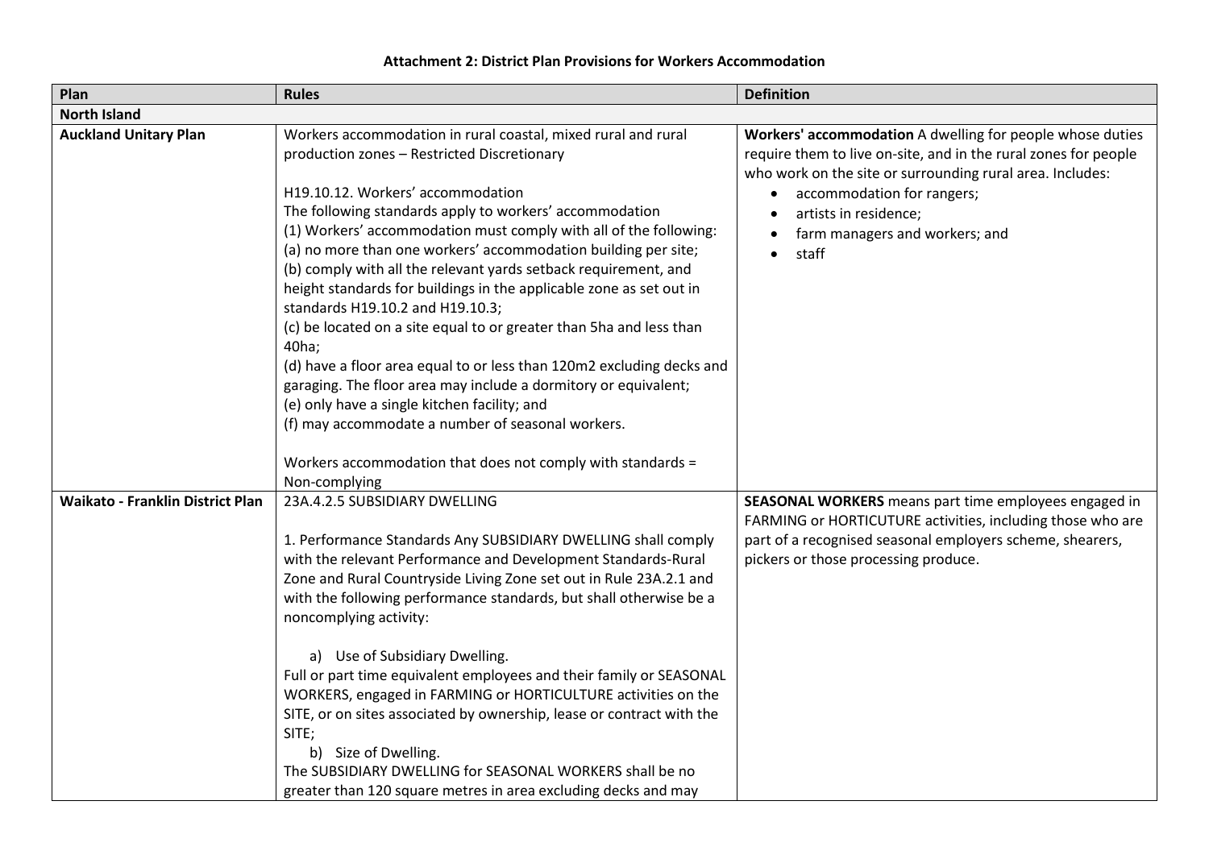**Attachment 2: District Plan Provisions for Workers Accommodation**

| Plan | Rules | Definition |
|---|---|---|
| **North Island** | | |
| **Auckland Unitary Plan** | Workers accommodation in rural coastal, mixed rural and rural production zones – Restricted Discretionary<br><br>H19.10.12. Workers' accommodation<br>The following standards apply to workers' accommodation<br>(1) Workers' accommodation must comply with all of the following:<br>(a) no more than one workers' accommodation building per site;<br>(b) comply with all the relevant yards setback requirement, and height standards for buildings in the applicable zone as set out in standards H19.10.2 and H19.10.3;<br>(c) be located on a site equal to or greater than 5ha and less than 40ha;<br>(d) have a floor area equal to or less than 120m2 excluding decks and garaging. The floor area may include a dormitory or equivalent;<br>(e) only have a single kitchen facility; and<br>(f) may accommodate a number of seasonal workers.<br><br>Workers accommodation that does not comply with standards = Non-complying | **Workers' accommodation** A dwelling for people whose duties require them to live on-site, and in the rural zones for people who work on the site or surrounding rural area. Includes:<br>• accommodation for rangers;<br>• artists in residence;<br>• farm managers and workers; and<br>• staff |
| **Waikato - Franklin District Plan** | 23A.4.2.5 SUBSIDIARY DWELLING<br><br>1. Performance Standards Any SUBSIDIARY DWELLING shall comply with the relevant Performance and Development Standards-Rural Zone and Rural Countryside Living Zone set out in Rule 23A.2.1 and with the following performance standards, but shall otherwise be a noncomplying activity:<br><br>a) Use of Subsidiary Dwelling.<br>Full or part time equivalent employees and their family or SEASONAL WORKERS, engaged in FARMING or HORTICULTURE activities on the SITE, or on sites associated by ownership, lease or contract with the SITE;<br>b) Size of Dwelling.<br>The SUBSIDIARY DWELLING for SEASONAL WORKERS shall be no greater than 120 square metres in area excluding decks and may | **SEASONAL WORKERS** means part time employees engaged in FARMING or HORTICUTURE activities, including those who are part of a recognised seasonal employers scheme, shearers, pickers or those processing produce. |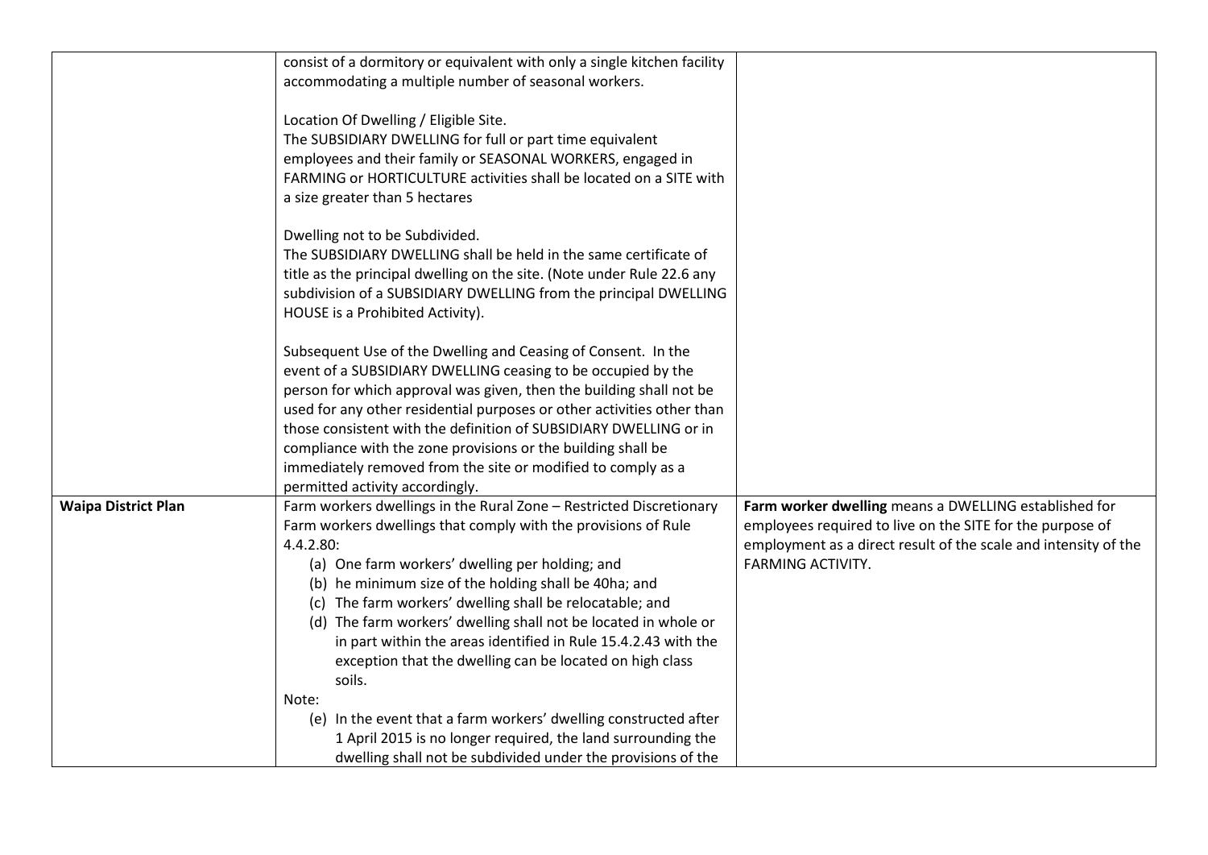| | | |
|---|---|---|
| | consist of a dormitory or equivalent with only a single kitchen facility accommodating a multiple number of seasonal workers.<br><br>Location Of Dwelling / Eligible Site.<br>The SUBSIDIARY DWELLING for full or part time equivalent employees and their family or SEASONAL WORKERS, engaged in FARMING or HORTICULTURE activities shall be located on a SITE with a size greater than 5 hectares<br><br>Dwelling not to be Subdivided.<br>The SUBSIDIARY DWELLING shall be held in the same certificate of title as the principal dwelling on the site. (Note under Rule 22.6 any subdivision of a SUBSIDIARY DWELLING from the principal DWELLING HOUSE is a Prohibited Activity).<br><br>Subsequent Use of the Dwelling and Ceasing of Consent. In the event of a SUBSIDIARY DWELLING ceasing to be occupied by the person for which approval was given, then the building shall not be used for any other residential purposes or other activities other than those consistent with the definition of SUBSIDIARY DWELLING or in compliance with the zone provisions or the building shall be immediately removed from the site or modified to comply as a permitted activity accordingly. | |
| **Waipa District Plan** | Farm workers dwellings in the Rural Zone – Restricted Discretionary<br>Farm workers dwellings that comply with the provisions of Rule 4.4.2.80:<br>(a) One farm workers' dwelling per holding; and<br>(b) he minimum size of the holding shall be 40ha; and<br>(c) The farm workers' dwelling shall be relocatable; and<br>(d) The farm workers' dwelling shall not be located in whole or in part within the areas identified in Rule 15.4.2.43 with the exception that the dwelling can be located on high class soils.<br>Note:<br>(e) In the event that a farm workers' dwelling constructed after 1 April 2015 is no longer required, the land surrounding the dwelling shall not be subdivided under the provisions of the | **Farm worker dwelling** means a DWELLING established for employees required to live on the SITE for the purpose of employment as a direct result of the scale and intensity of the FARMING ACTIVITY. |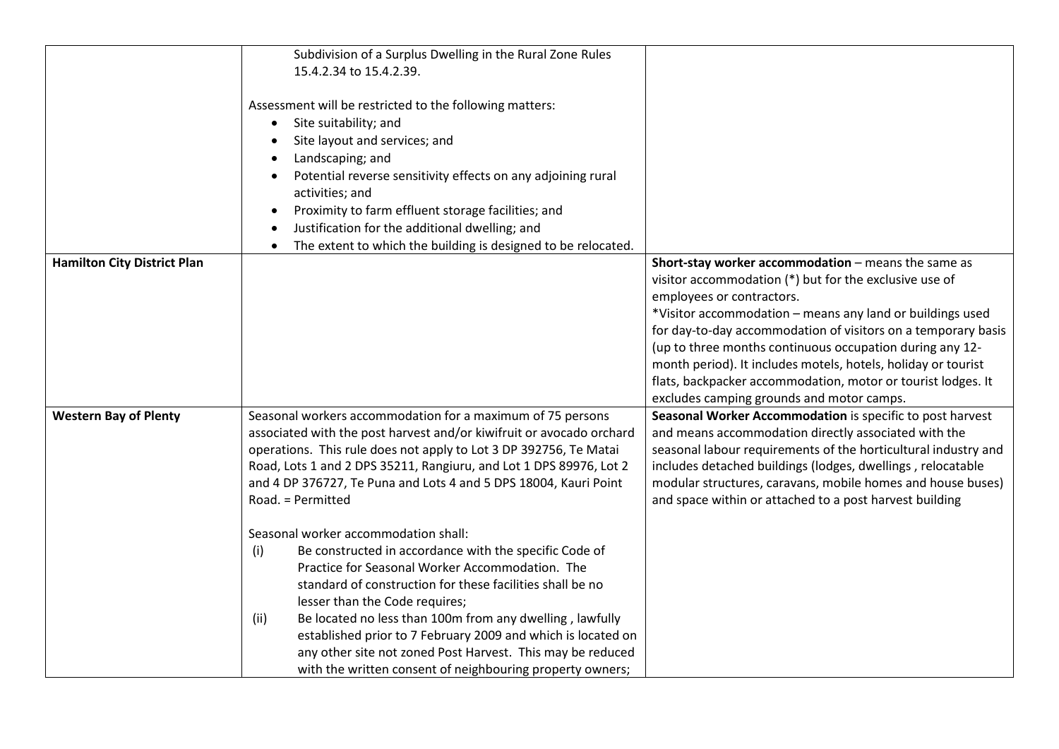| | | |
|---|---|---|
| | Subdivision of a Surplus Dwelling in the Rural Zone Rules 15.4.2.34 to 15.4.2.39.<br><br>Assessment will be restricted to the following matters:<br>• Site suitability; and<br>• Site layout and services; and<br>• Landscaping; and<br>• Potential reverse sensitivity effects on any adjoining rural activities; and<br>• Proximity to farm effluent storage facilities; and<br>• Justification for the additional dwelling; and<br>• The extent to which the building is designed to be relocated. | |
| **Hamilton City District Plan** | | **Short-stay worker accommodation** – means the same as visitor accommodation (*) but for the exclusive use of employees or contractors.<br>*Visitor accommodation – means any land or buildings used for day-to-day accommodation of visitors on a temporary basis (up to three months continuous occupation during any 12-month period). It includes motels, hotels, holiday or tourist flats, backpacker accommodation, motor or tourist lodges. It excludes camping grounds and motor camps. |
| **Western Bay of Plenty** | Seasonal workers accommodation for a maximum of 75 persons associated with the post harvest and/or kiwifruit or avocado orchard operations. This rule does not apply to Lot 3 DP 392756, Te Matai Road, Lots 1 and 2 DPS 35211, Rangiuru, and Lot 1 DPS 89976, Lot 2 and 4 DP 376727, Te Puna and Lots 4 and 5 DPS 18004, Kauri Point Road. = Permitted<br><br>Seasonal worker accommodation shall:<br>(i) Be constructed in accordance with the specific Code of Practice for Seasonal Worker Accommodation. The standard of construction for these facilities shall be no lesser than the Code requires;<br>(ii) Be located no less than 100m from any dwelling , lawfully established prior to 7 February 2009 and which is located on any other site not zoned Post Harvest. This may be reduced with the written consent of neighbouring property owners; | **Seasonal Worker Accommodation** is specific to post harvest and means accommodation directly associated with the seasonal labour requirements of the horticultural industry and includes detached buildings (lodges, dwellings , relocatable modular structures, caravans, mobile homes and house buses) and space within or attached to a post harvest building |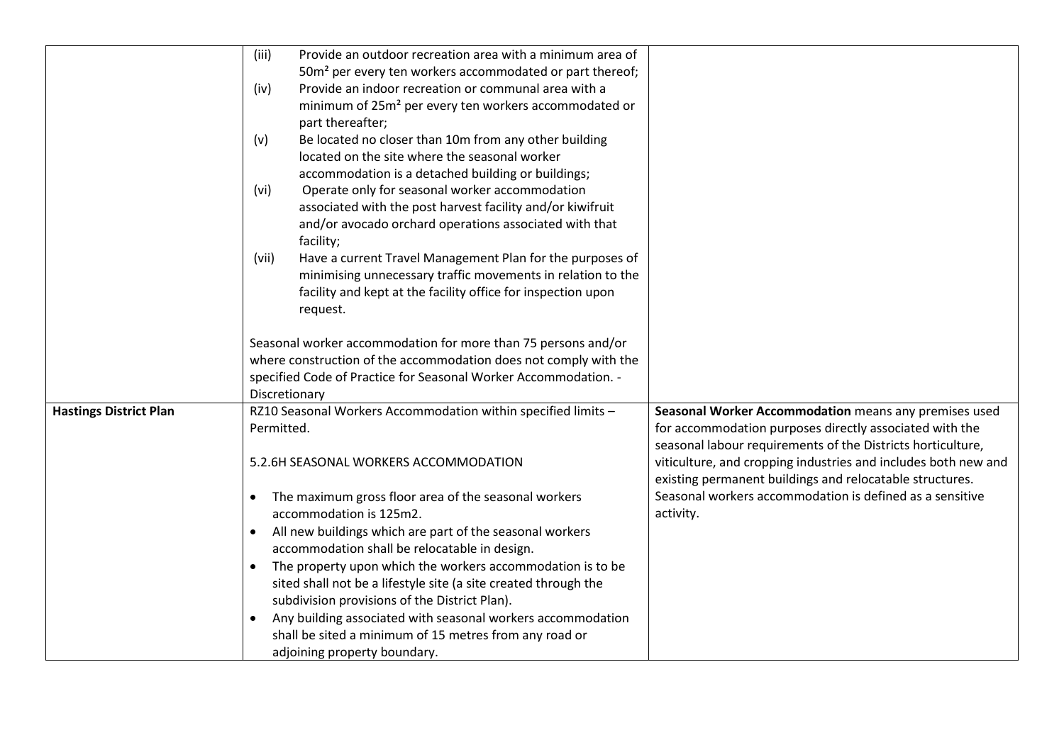| | | |
|---|---|---|
| | (iii) Provide an outdoor recreation area with a minimum area of 50m² per every ten workers accommodated or part thereof;<br>(iv) Provide an indoor recreation or communal area with a minimum of 25m² per every ten workers accommodated or part thereafter;<br>(v) Be located no closer than 10m from any other building located on the site where the seasonal worker accommodation is a detached building or buildings;<br>(vi) Operate only for seasonal worker accommodation associated with the post harvest facility and/or kiwifruit and/or avocado orchard operations associated with that facility;<br>(vii) Have a current Travel Management Plan for the purposes of minimising unnecessary traffic movements in relation to the facility and kept at the facility office for inspection upon request.<br><br>Seasonal worker accommodation for more than 75 persons and/or where construction of the accommodation does not comply with the specified Code of Practice for Seasonal Worker Accommodation. - Discretionary | |
| **Hastings District Plan** | RZ10 Seasonal Workers Accommodation within specified limits – Permitted.<br><br>5.2.6H SEASONAL WORKERS ACCOMMODATION<br><br>• The maximum gross floor area of the seasonal workers accommodation is 125m2.<br>• All new buildings which are part of the seasonal workers accommodation shall be relocatable in design.<br>• The property upon which the workers accommodation is to be sited shall not be a lifestyle site (a site created through the subdivision provisions of the District Plan).<br>• Any building associated with seasonal workers accommodation shall be sited a minimum of 15 metres from any road or adjoining property boundary. | **Seasonal Worker Accommodation** means any premises used for accommodation purposes directly associated with the seasonal labour requirements of the Districts horticulture, viticulture, and cropping industries and includes both new and existing permanent buildings and relocatable structures. Seasonal workers accommodation is defined as a sensitive activity. |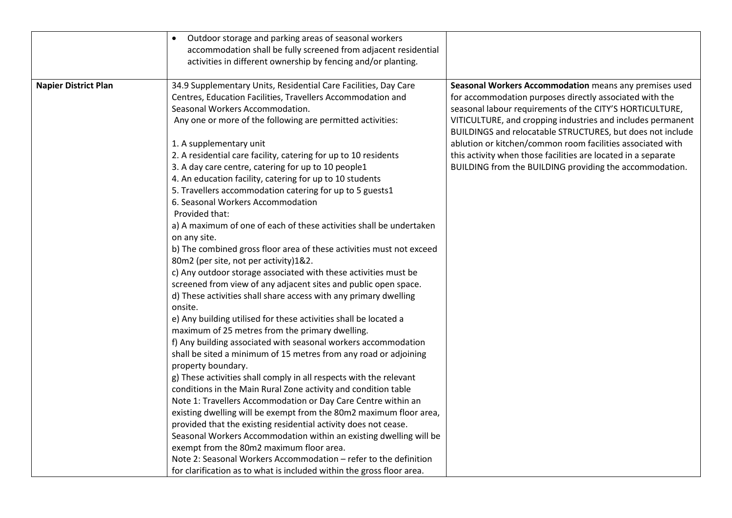| | | |
|---|---|---|
| | • Outdoor storage and parking areas of seasonal workers accommodation shall be fully screened from adjacent residential activities in different ownership by fencing and/or planting. | |
| **Napier District Plan** | 34.9 Supplementary Units, Residential Care Facilities, Day Care Centres, Education Facilities, Travellers Accommodation and Seasonal Workers Accommodation.<br>Any one or more of the following are permitted activities:<br><br>1. A supplementary unit<br>2. A residential care facility, catering for up to 10 residents<br>3. A day care centre, catering for up to 10 people1<br>4. An education facility, catering for up to 10 students<br>5. Travellers accommodation catering for up to 5 guests1<br>6. Seasonal Workers Accommodation<br>Provided that:<br>a) A maximum of one of each of these activities shall be undertaken on any site.<br>b) The combined gross floor area of these activities must not exceed 80m2 (per site, not per activity)1&2.<br>c) Any outdoor storage associated with these activities must be screened from view of any adjacent sites and public open space.<br>d) These activities shall share access with any primary dwelling onsite.<br>e) Any building utilised for these activities shall be located a maximum of 25 metres from the primary dwelling.<br>f) Any building associated with seasonal workers accommodation shall be sited a minimum of 15 metres from any road or adjoining property boundary.<br>g) These activities shall comply in all respects with the relevant conditions in the Main Rural Zone activity and condition table<br>Note 1: Travellers Accommodation or Day Care Centre within an existing dwelling will be exempt from the 80m2 maximum floor area, provided that the existing residential activity does not cease. Seasonal Workers Accommodation within an existing dwelling will be exempt from the 80m2 maximum floor area.<br>Note 2: Seasonal Workers Accommodation – refer to the definition for clarification as to what is included within the gross floor area. | **Seasonal Workers Accommodation** means any premises used for accommodation purposes directly associated with the seasonal labour requirements of the CITY'S HORTICULTURE, VITICULTURE, and cropping industries and includes permanent BUILDINGS and relocatable STRUCTURES, but does not include ablution or kitchen/common room facilities associated with this activity when those facilities are located in a separate BUILDING from the BUILDING providing the accommodation. |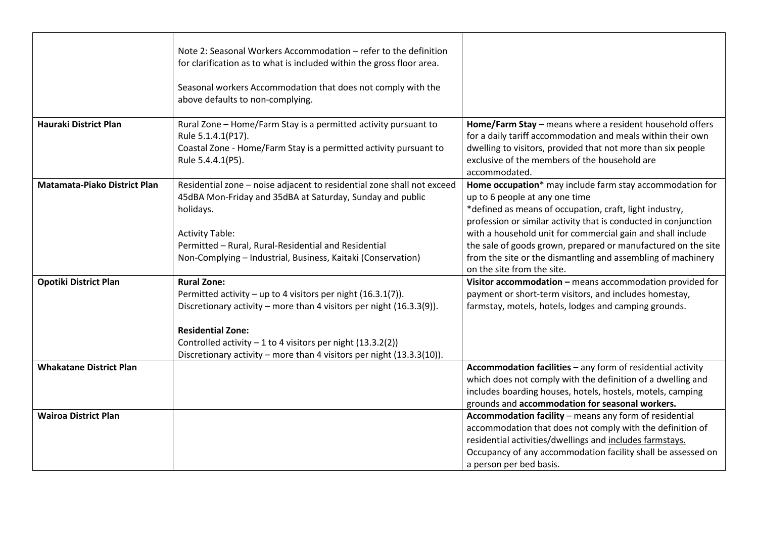| | | |
|---|---|---|
| | Note 2: Seasonal Workers Accommodation – refer to the definition for clarification as to what is included within the gross floor area.<br><br>Seasonal workers Accommodation that does not comply with the above defaults to non-complying. | |
| **Hauraki District Plan** | Rural Zone – Home/Farm Stay is a permitted activity pursuant to Rule 5.1.4.1(P17).<br>Coastal Zone - Home/Farm Stay is a permitted activity pursuant to Rule 5.4.4.1(P5). | **Home/Farm Stay** – means where a resident household offers for a daily tariff accommodation and meals within their own dwelling to visitors, provided that not more than six people exclusive of the members of the household are accommodated. |
| **Matamata-Piako District Plan** | Residential zone – noise adjacent to residential zone shall not exceed 45dBA Mon-Friday and 35dBA at Saturday, Sunday and public holidays.<br><br>Activity Table:<br>Permitted – Rural, Rural-Residential and Residential<br>Non-Complying – Industrial, Business, Kaitaki (Conservation) | **Home occupation*** may include farm stay accommodation for up to 6 people at any one time<br>*defined as means of occupation, craft, light industry, profession or similar activity that is conducted in conjunction with a household unit for commercial gain and shall include the sale of goods grown, prepared or manufactured on the site from the site or the dismantling and assembling of machinery on the site from the site. |
| **Opotiki District Plan** | **Rural Zone:**<br>Permitted activity – up to 4 visitors per night (16.3.1(7)).<br>Discretionary activity – more than 4 visitors per night (16.3.3(9)).<br><br>**Residential Zone:**<br>Controlled activity – 1 to 4 visitors per night (13.3.2(2))<br>Discretionary activity – more than 4 visitors per night (13.3.3(10)). | **Visitor accommodation –** means accommodation provided for payment or short-term visitors, and includes homestay, farmstay, motels, hotels, lodges and camping grounds. |
| **Whakatane District Plan** | | **Accommodation facilities** – any form of residential activity which does not comply with the definition of a dwelling and includes boarding houses, hotels, hostels, motels, camping grounds and **accommodation for seasonal workers.** |
| **Wairoa District Plan** | | **Accommodation facility** – means any form of residential accommodation that does not comply with the definition of residential activities/dwellings and includes farmstays.<br>Occupancy of any accommodation facility shall be assessed on a person per bed basis. |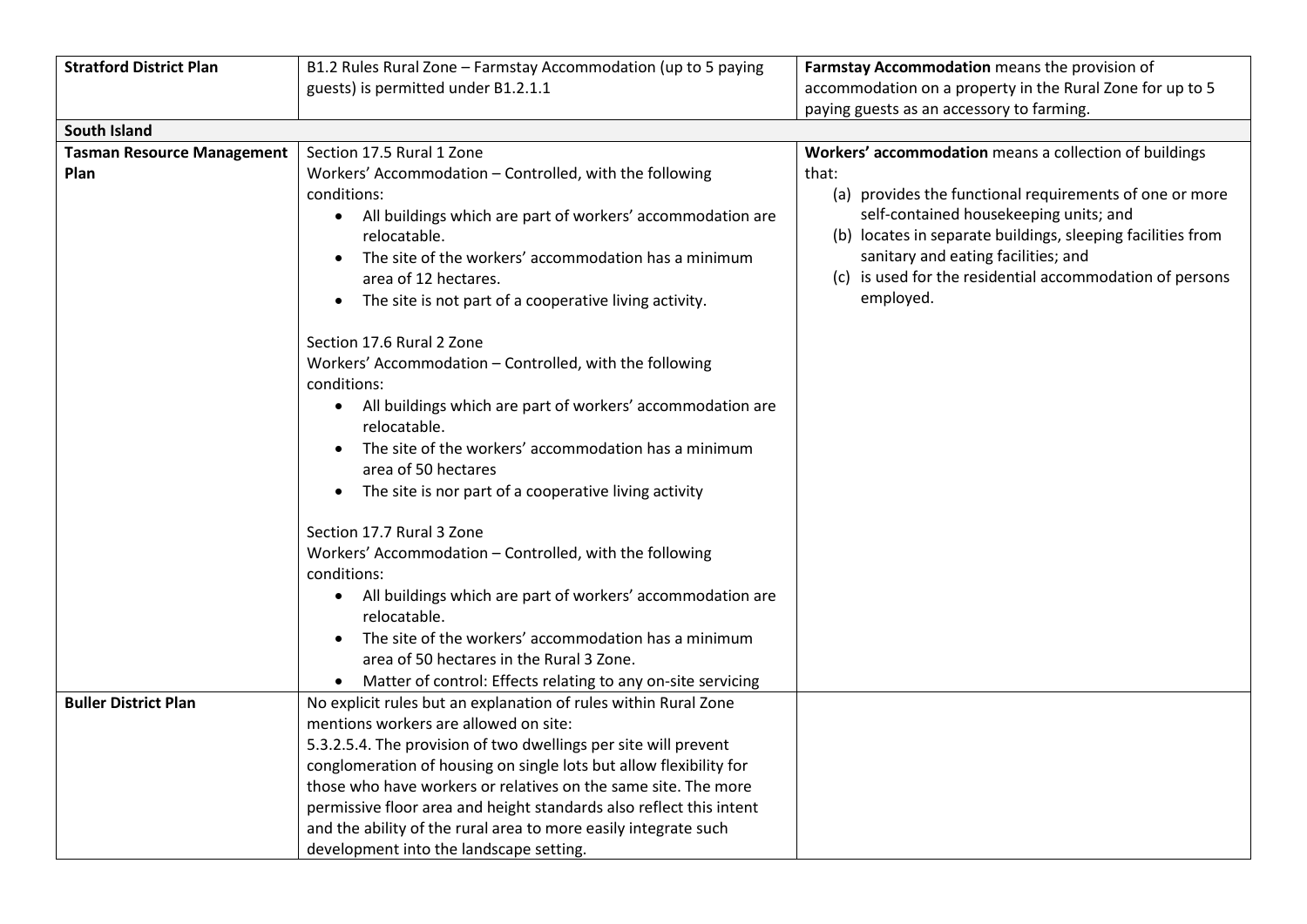| | | |
|---|---|---|
| **Stratford District Plan** | B1.2 Rules Rural Zone – Farmstay Accommodation (up to 5 paying guests) is permitted under B1.2.1.1 | **Farmstay Accommodation** means the provision of accommodation on a property in the Rural Zone for up to 5 paying guests as an accessory to farming. |
| **South Island** | | |
| **Tasman Resource Management Plan** | Section 17.5 Rural 1 Zone<br>Workers' Accommodation – Controlled, with the following conditions:<br>• All buildings which are part of workers' accommodation are relocatable.<br>• The site of the workers' accommodation has a minimum area of 12 hectares.<br>• The site is not part of a cooperative living activity.<br><br>Section 17.6 Rural 2 Zone<br>Workers' Accommodation – Controlled, with the following conditions:<br>• All buildings which are part of workers' accommodation are relocatable.<br>• The site of the workers' accommodation has a minimum area of 50 hectares<br>• The site is nor part of a cooperative living activity<br><br>Section 17.7 Rural 3 Zone<br>Workers' Accommodation – Controlled, with the following conditions:<br>• All buildings which are part of workers' accommodation are relocatable.<br>• The site of the workers' accommodation has a minimum area of 50 hectares in the Rural 3 Zone.<br>• Matter of control: Effects relating to any on-site servicing | **Workers' accommodation** means a collection of buildings that:<br>(a) provides the functional requirements of one or more self-contained housekeeping units; and<br>(b) locates in separate buildings, sleeping facilities from sanitary and eating facilities; and<br>(c) is used for the residential accommodation of persons employed. |
| **Buller District Plan** | No explicit rules but an explanation of rules within Rural Zone mentions workers are allowed on site:<br>5.3.2.5.4. The provision of two dwellings per site will prevent conglomeration of housing on single lots but allow flexibility for those who have workers or relatives on the same site. The more permissive floor area and height standards also reflect this intent and the ability of the rural area to more easily integrate such development into the landscape setting. | |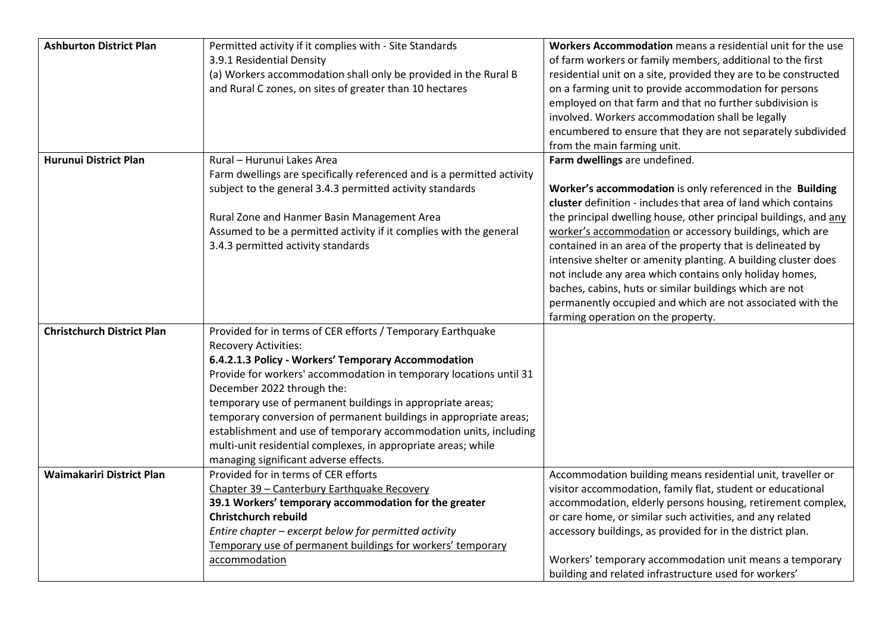| **Ashburton District Plan** | Permitted activity if it complies with - Site Standards<br>3.9.1 Residential Density<br>(a) Workers accommodation shall only be provided in the Rural B and Rural C zones, on sites of greater than 10 hectares | **Workers Accommodation** means a residential unit for the use of farm workers or family members, additional to the first residential unit on a site, provided they are to be constructed on a farming unit to provide accommodation for persons employed on that farm and that no further subdivision is involved. Workers accommodation shall be legally encumbered to ensure that they are not separately subdivided from the main farming unit. |
|---|---|---|
| **Hurunui District Plan** | Rural – Hurunui Lakes Area<br>Farm dwellings are specifically referenced and is a permitted activity subject to the general 3.4.3 permitted activity standards<br><br>Rural Zone and Hanmer Basin Management Area<br>Assumed to be a permitted activity if it complies with the general 3.4.3 permitted activity standards | **Farm dwellings** are undefined.<br><br>**Worker's accommodation** is only referenced in the **Building cluster** definition - includes that area of land which contains the principal dwelling house, other principal buildings, and any worker's accommodation or accessory buildings, which are contained in an area of the property that is delineated by intensive shelter or amenity planting. A building cluster does not include any area which contains only holiday homes, baches, cabins, huts or similar buildings which are not permanently occupied and which are not associated with the farming operation on the property. |
| **Christchurch District Plan** | Provided for in terms of CER efforts / Temporary Earthquake Recovery Activities:<br>**6.4.2.1.3 Policy - Workers' Temporary Accommodation**<br>Provide for workers' accommodation in temporary locations until 31 December 2022 through the:<br>temporary use of permanent buildings in appropriate areas;<br>temporary conversion of permanent buildings in appropriate areas;<br>establishment and use of temporary accommodation units, including multi-unit residential complexes, in appropriate areas; while managing significant adverse effects. | |
| **Waimakariri District Plan** | Provided for in terms of CER efforts<br>Chapter 39 – Canterbury Earthquake Recovery<br>**39.1 Workers' temporary accommodation for the greater Christchurch rebuild**<br>*Entire chapter – excerpt below for permitted activity*<br>Temporary use of permanent buildings for workers' temporary accommodation | Accommodation building means residential unit, traveller or visitor accommodation, family flat, student or educational accommodation, elderly persons housing, retirement complex, or care home, or similar such activities, and any related accessory buildings, as provided for in the district plan.<br><br>Workers' temporary accommodation unit means a temporary building and related infrastructure used for workers' |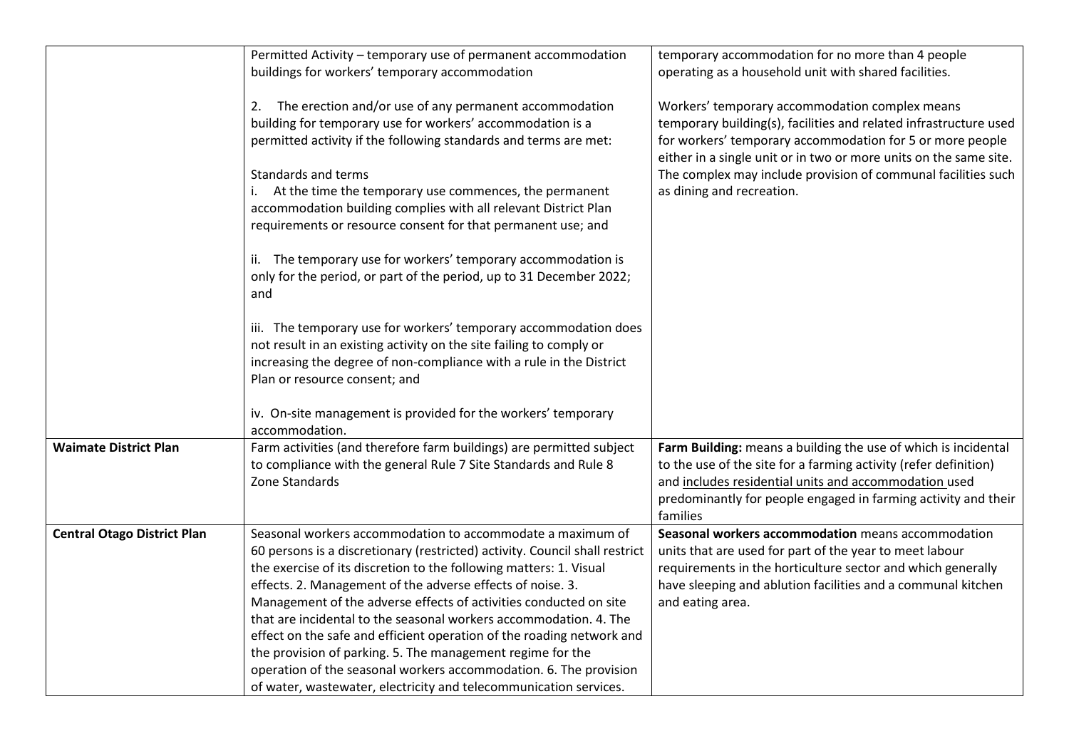| | | |
|---|---|---|
| | Permitted Activity – temporary use of permanent accommodation buildings for workers' temporary accommodation<br><br>2. The erection and/or use of any permanent accommodation building for temporary use for workers' accommodation is a permitted activity if the following standards and terms are met:<br><br>Standards and terms<br>i. At the time the temporary use commences, the permanent accommodation building complies with all relevant District Plan requirements or resource consent for that permanent use; and<br><br>ii. The temporary use for workers' temporary accommodation is only for the period, or part of the period, up to 31 December 2022; and<br><br>iii. The temporary use for workers' temporary accommodation does not result in an existing activity on the site failing to comply or increasing the degree of non-compliance with a rule in the District Plan or resource consent; and<br><br>iv. On-site management is provided for the workers' temporary accommodation. | temporary accommodation for no more than 4 people operating as a household unit with shared facilities.<br><br>Workers' temporary accommodation complex means temporary building(s), facilities and related infrastructure used for workers' temporary accommodation for 5 or more people either in a single unit or in two or more units on the same site. The complex may include provision of communal facilities such as dining and recreation. |
| **Waimate District Plan** | Farm activities (and therefore farm buildings) are permitted subject to compliance with the general Rule 7 Site Standards and Rule 8 Zone Standards | **Farm Building:** means a building the use of which is incidental to the use of the site for a farming activity (refer definition) and <u>includes residential units and accommodation</u> used predominantly for people engaged in farming activity and their families |
| **Central Otago District Plan** | Seasonal workers accommodation to accommodate a maximum of 60 persons is a discretionary (restricted) activity. Council shall restrict the exercise of its discretion to the following matters: 1. Visual effects. 2. Management of the adverse effects of noise. 3. Management of the adverse effects of activities conducted on site that are incidental to the seasonal workers accommodation. 4. The effect on the safe and efficient operation of the roading network and the provision of parking. 5. The management regime for the operation of the seasonal workers accommodation. 6. The provision of water, wastewater, electricity and telecommunication services. | **Seasonal workers accommodation** means accommodation units that are used for part of the year to meet labour requirements in the horticulture sector and which generally have sleeping and ablution facilities and a communal kitchen and eating area. |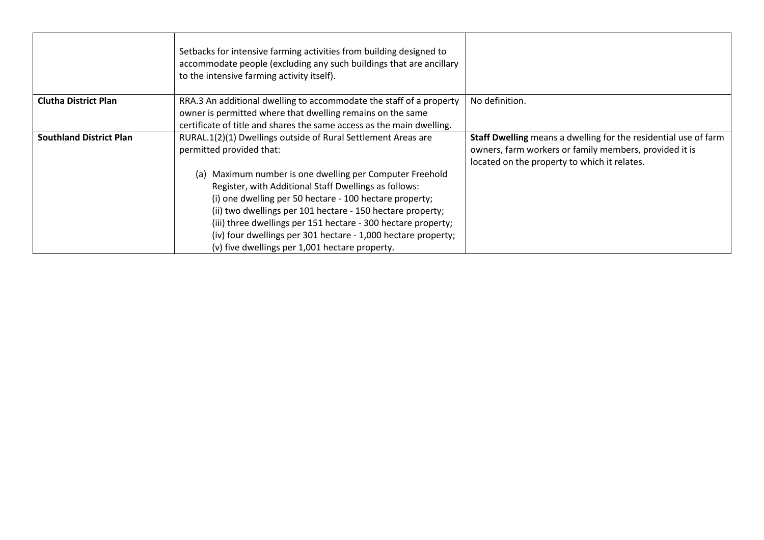| | | |
|---|---|---|
| | Setbacks for intensive farming activities from building designed to accommodate people (excluding any such buildings that are ancillary to the intensive farming activity itself). | |
| **Clutha District Plan** | RRA.3 An additional dwelling to accommodate the staff of a property owner is permitted where that dwelling remains on the same certificate of title and shares the same access as the main dwelling. | No definition. |
| **Southland District Plan** | RURAL.1(2)(1) Dwellings outside of Rural Settlement Areas are permitted provided that:<br><br>(a) Maximum number is one dwelling per Computer Freehold Register, with Additional Staff Dwellings as follows:<br>(i) one dwelling per 50 hectare - 100 hectare property;<br>(ii) two dwellings per 101 hectare - 150 hectare property;<br>(iii) three dwellings per 151 hectare - 300 hectare property;<br>(iv) four dwellings per 301 hectare - 1,000 hectare property;<br>(v) five dwellings per 1,001 hectare property. | **Staff Dwelling** means a dwelling for the residential use of farm owners, farm workers or family members, provided it is located on the property to which it relates. |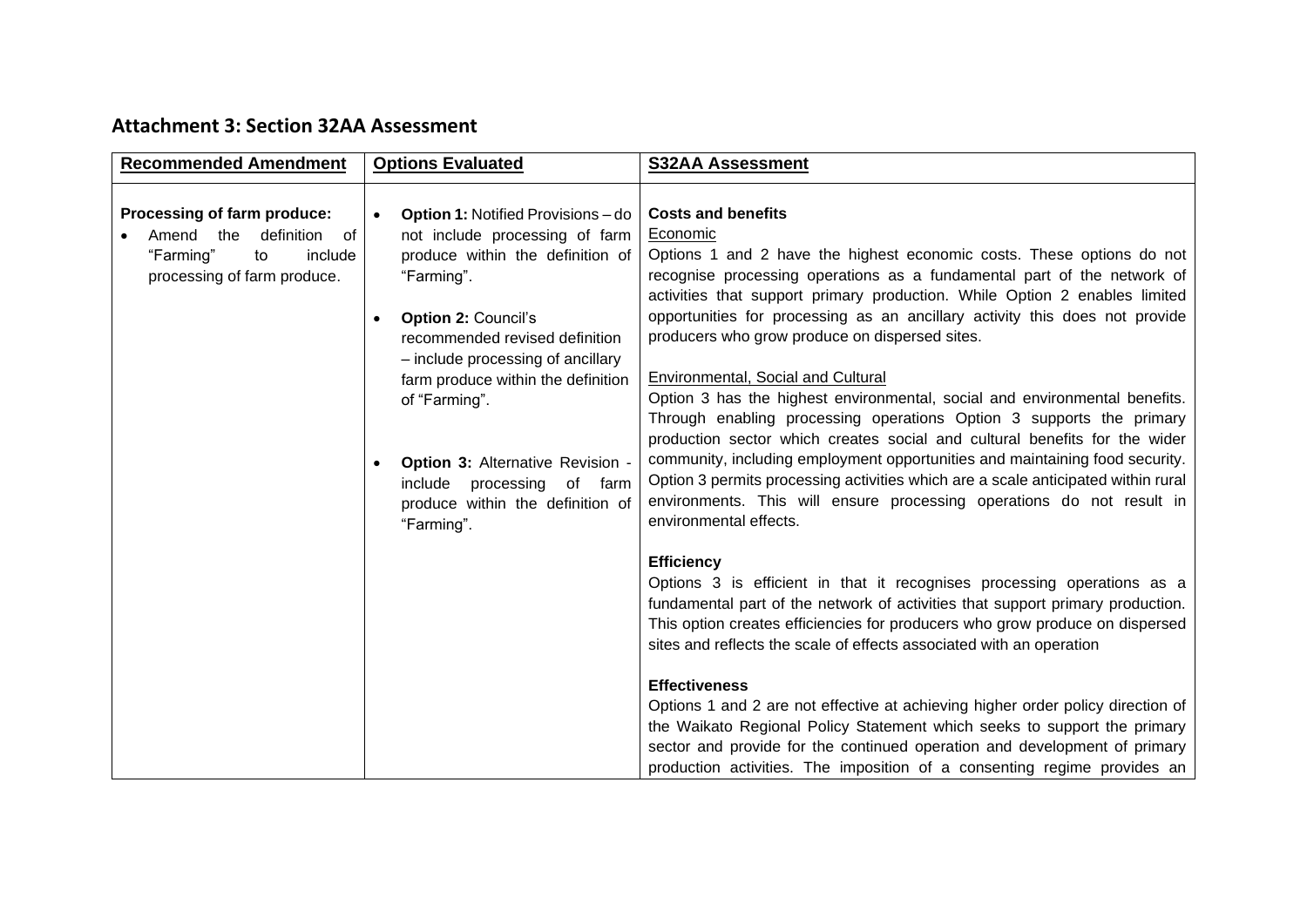## Attachment 3: Section 32AA Assessment

| Recommended Amendment | Options Evaluated | S32AA Assessment |
|---|---|---|
| **Processing of farm produce:**<br>• Amend the definition of "Farming" to include processing of farm produce. | • **Option 1:** Notified Provisions – do not include processing of farm produce within the definition of "Farming".<br><br>• **Option 2:** Council's recommended revised definition – include processing of ancillary farm produce within the definition of "Farming".<br><br>• **Option 3:** Alternative Revision - include processing of farm produce within the definition of "Farming". | **Costs and benefits**<br>Economic<br>Options 1 and 2 have the highest economic costs. These options do not recognise processing operations as a fundamental part of the network of activities that support primary production. While Option 2 enables limited opportunities for processing as an ancillary activity this does not provide producers who grow produce on dispersed sites.<br><br>Environmental, Social and Cultural<br>Option 3 has the highest environmental, social and environmental benefits. Through enabling processing operations Option 3 supports the primary production sector which creates social and cultural benefits for the wider community, including employment opportunities and maintaining food security. Option 3 permits processing activities which are a scale anticipated within rural environments. This will ensure processing operations do not result in environmental effects.<br><br>**Efficiency**<br>Options 3 is efficient in that it recognises processing operations as a fundamental part of the network of activities that support primary production. This option creates efficiencies for producers who grow produce on dispersed sites and reflects the scale of effects associated with an operation<br><br>**Effectiveness**<br>Options 1 and 2 are not effective at achieving higher order policy direction of the Waikato Regional Policy Statement which seeks to support the primary sector and provide for the continued operation and development of primary production activities. The imposition of a consenting regime provides an |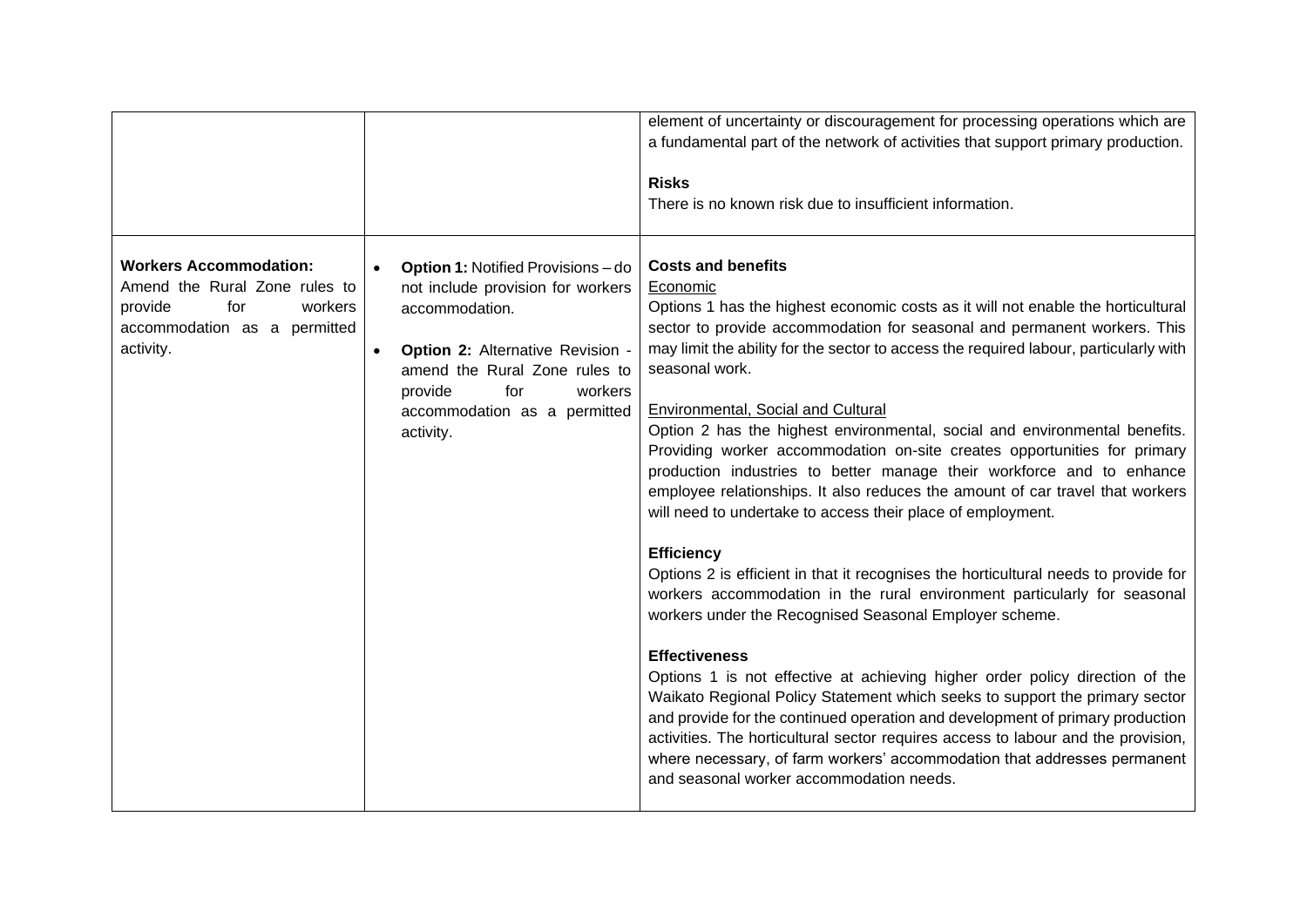|  |  |  |
| --- | --- | --- |
|  |  | element of uncertainty or discouragement for processing operations which are a fundamental part of the network of activities that support primary production.<br><br>**Risks**<br>There is no known risk due to insufficient information. |
| **Workers Accommodation:**<br>Amend the Rural Zone rules to provide for workers accommodation as a permitted activity. | • **Option 1:** Notified Provisions – do not include provision for workers accommodation.<br>• **Option 2:** Alternative Revision - amend the Rural Zone rules to provide for workers accommodation as a permitted activity. | **Costs and benefits**<br>Economic<br>Options 1 has the highest economic costs as it will not enable the horticultural sector to provide accommodation for seasonal and permanent workers. This may limit the ability for the sector to access the required labour, particularly with seasonal work.<br><br>Environmental, Social and Cultural<br>Option 2 has the highest environmental, social and environmental benefits. Providing worker accommodation on-site creates opportunities for primary production industries to better manage their workforce and to enhance employee relationships. It also reduces the amount of car travel that workers will need to undertake to access their place of employment.<br><br>**Efficiency**<br>Options 2 is efficient in that it recognises the horticultural needs to provide for workers accommodation in the rural environment particularly for seasonal workers under the Recognised Seasonal Employer scheme.<br><br>**Effectiveness**<br>Options 1 is not effective at achieving higher order policy direction of the Waikato Regional Policy Statement which seeks to support the primary sector and provide for the continued operation and development of primary production activities. The horticultural sector requires access to labour and the provision, where necessary, of farm workers' accommodation that addresses permanent and seasonal worker accommodation needs. |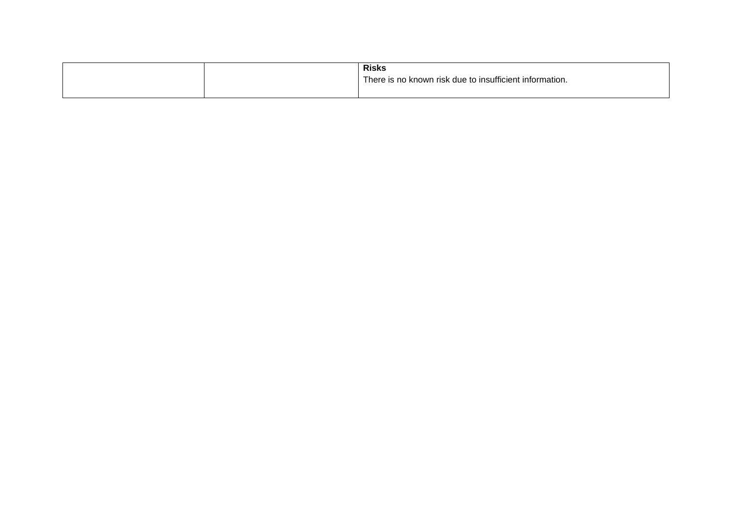| | | |
|---|---|---|
| | | **Risks**<br>There is no known risk due to insufficient information. |